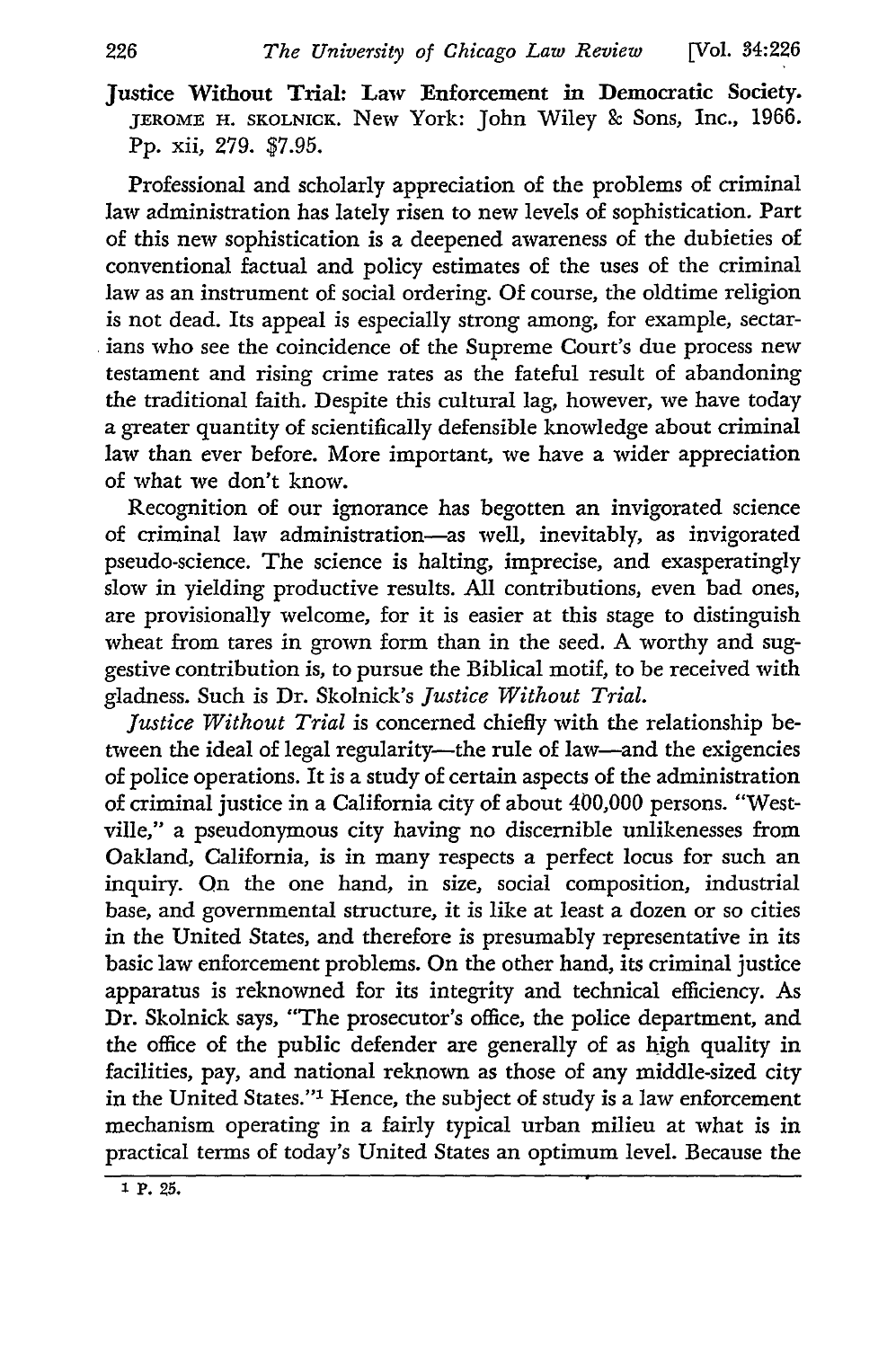**Justice Without Trial: Law Enforcement in Democratic Society.** JEROME H. SKOLNICK. New York: John Wiley & Sons, Inc., 1966. Pp. xii, 279. $7.95.

Professional and scholarly appreciation of the problems of criminal law administration has lately risen to new levels of sophistication. Part of this new sophistication is a deepened awareness of the dubieties of conventional factual and policy estimates of the uses of the criminal law as an instrument of social ordering. Of course, the oldtime religion is not dead. Its appeal is especially strong among, for example, sectarians who see the coincidence of the Supreme Court's due process new testament and rising crime rates as the fateful result of abandoning the traditional faith. Despite this cultural lag, however, we have today a greater quantity of scientifically defensible knowledge about criminal law than ever before. More important, we have a wider appreciation of what we don't know.

Recognition of our ignorance has begotten an invigorated science of criminal law administration—as well, inevitably, as invigorated pseudo-science. The science is halting, imprecise, and exasperatingly slow in yielding productive results. All contributions, even bad ones, are provisionally welcome, for it is easier at this stage to distinguish wheat from tares in grown form than in the seed. A worthy and suggestive contribution is, to pursue the Biblical motif, to be received with gladness. Such is Dr. Skolnick's *Justice Without Trial*.

*Justice Without Trial* is concerned chiefly with the relationship between the ideal of legal regularity—the rule of law—and the exigencies of police operations. It is a study of certain aspects of the administration of criminal justice in a California city of about 400,000 persons. "Westville," a pseudonymous city having no discernible unlikenesses from Oakland, California, is in many respects a perfect locus for such an inquiry. On the one hand, in size, social composition, industrial base, and governmental structure, it is like at least a dozen or so cities in the United States, and therefore is presumably representative in its basic law enforcement problems. On the other hand, its criminal justice apparatus is reknowned for its integrity and technical efficiency. As Dr. Skolnick says, "The prosecutor's office, the police department, and the office of the public defender are generally of as high quality in facilities, pay, and national reknown as those of any middle-sized city in the United States."[1] Hence, the subject of study is a law enforcement mechanism operating in a fairly typical urban milieu at what is in practical terms of today's United States an optimum level. Because the

[1] P. 25.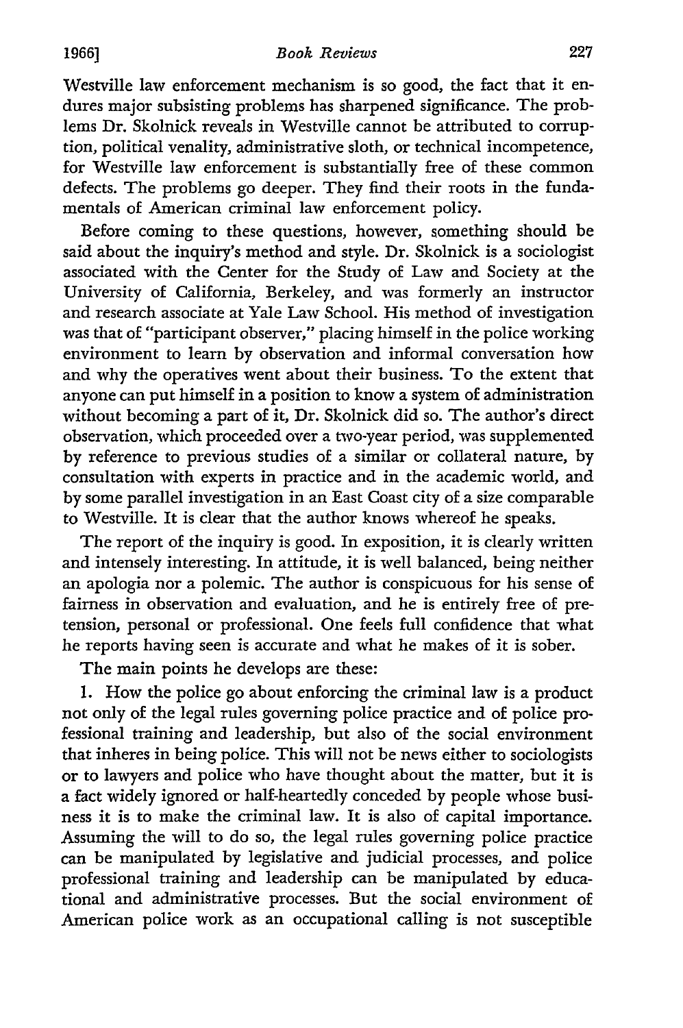Westville law enforcement mechanism is so good, the fact that it endures major subsisting problems has sharpened significance. The problems Dr. Skolnick reveals in Westville cannot be attributed to corruption, political venality, administrative sloth, or technical incompetence, for Westville law enforcement is substantially free of these common defects. The problems go deeper. They find their roots in the fundamentals of American criminal law enforcement policy.

Before coming to these questions, however, something should be said about the inquiry's method and style. Dr. Skolnick is a sociologist associated with the Center for the Study of Law and Society at the University of California, Berkeley, and was formerly an instructor and research associate at Yale Law School. His method of investigation was that of "participant observer," placing himself in the police working environment to learn by observation and informal conversation how and why the operatives went about their business. To the extent that anyone can put himself in a position to know a system of administration without becoming a part of it, Dr. Skolnick did so. The author's direct observation, which proceeded over a two-year period, was supplemented by reference to previous studies of a similar or collateral nature, by consultation with experts in practice and in the academic world, and by some parallel investigation in an East Coast city of a size comparable to Westville. It is clear that the author knows whereof he speaks.

The report of the inquiry is good. In exposition, it is clearly written and intensely interesting. In attitude, it is well balanced, being neither an apologia nor a polemic. The author is conspicuous for his sense of fairness in observation and evaluation, and he is entirely free of pretension, personal or professional. One feels full confidence that what he reports having seen is accurate and what he makes of it is sober.

The main points he develops are these:

1. How the police go about enforcing the criminal law is a product not only of the legal rules governing police practice and of police professional training and leadership, but also of the social environment that inheres in being police. This will not be news either to sociologists or to lawyers and police who have thought about the matter, but it is a fact widely ignored or half-heartedly conceded by people whose business it is to make the criminal law. It is also of capital importance. Assuming the will to do so, the legal rules governing police practice can be manipulated by legislative and judicial processes, and police professional training and leadership can be manipulated by educational and administrative processes. But the social environment of American police work as an occupational calling is not susceptible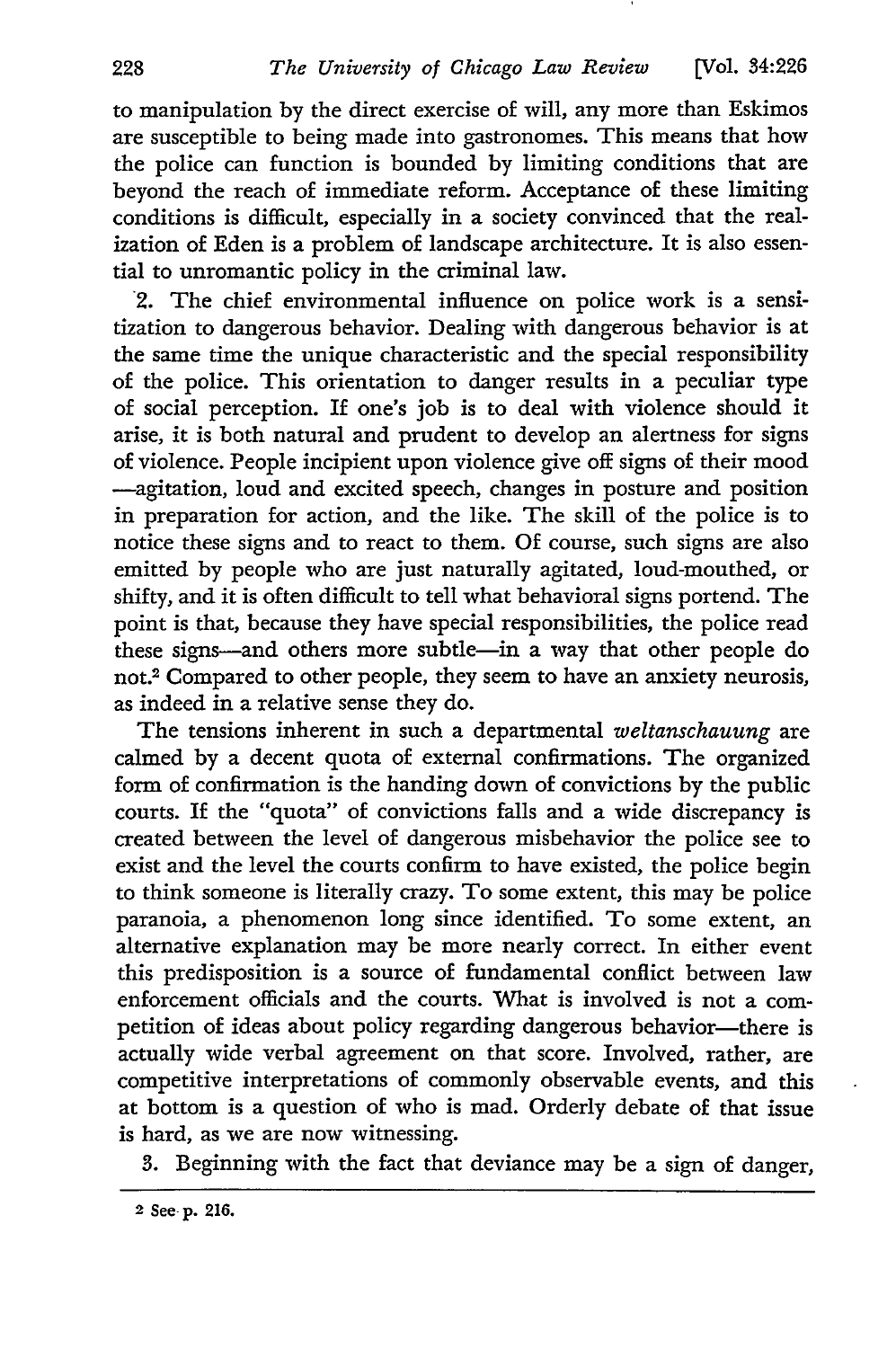to manipulation by the direct exercise of will, any more than Eskimos are susceptible to being made into gastronomes. This means that how the police can function is bounded by limiting conditions that are beyond the reach of immediate reform. Acceptance of these limiting conditions is difficult, especially in a society convinced that the realization of Eden is a problem of landscape architecture. It is also essential to unromantic policy in the criminal law.

2. The chief environmental influence on police work is a sensitization to dangerous behavior. Dealing with dangerous behavior is at the same time the unique characteristic and the special responsibility of the police. This orientation to danger results in a peculiar type of social perception. If one's job is to deal with violence should it arise, it is both natural and prudent to develop an alertness for signs of violence. People incipient upon violence give off signs of their mood —agitation, loud and excited speech, changes in posture and position in preparation for action, and the like. The skill of the police is to notice these signs and to react to them. Of course, such signs are also emitted by people who are just naturally agitated, loud-mouthed, or shifty, and it is often difficult to tell what behavioral signs portend. The point is that, because they have special responsibilities, the police read these signs—and others more subtle—in a way that other people do not.[2] Compared to other people, they seem to have an anxiety neurosis, as indeed in a relative sense they do.

The tensions inherent in such a departmental *weltanschauung* are calmed by a decent quota of external confirmations. The organized form of confirmation is the handing down of convictions by the public courts. If the "quota" of convictions falls and a wide discrepancy is created between the level of dangerous misbehavior the police see to exist and the level the courts confirm to have existed, the police begin to think someone is literally crazy. To some extent, this may be police paranoia, a phenomenon long since identified. To some extent, an alternative explanation may be more nearly correct. In either event this predisposition is a source of fundamental conflict between law enforcement officials and the courts. What is involved is not a competition of ideas about policy regarding dangerous behavior—there is actually wide verbal agreement on that score. Involved, rather, are competitive interpretations of commonly observable events, and this at bottom is a question of who is mad. Orderly debate of that issue is hard, as we are now witnessing.

3. Beginning with the fact that deviance may be a sign of danger,

---

[2] See p. 216.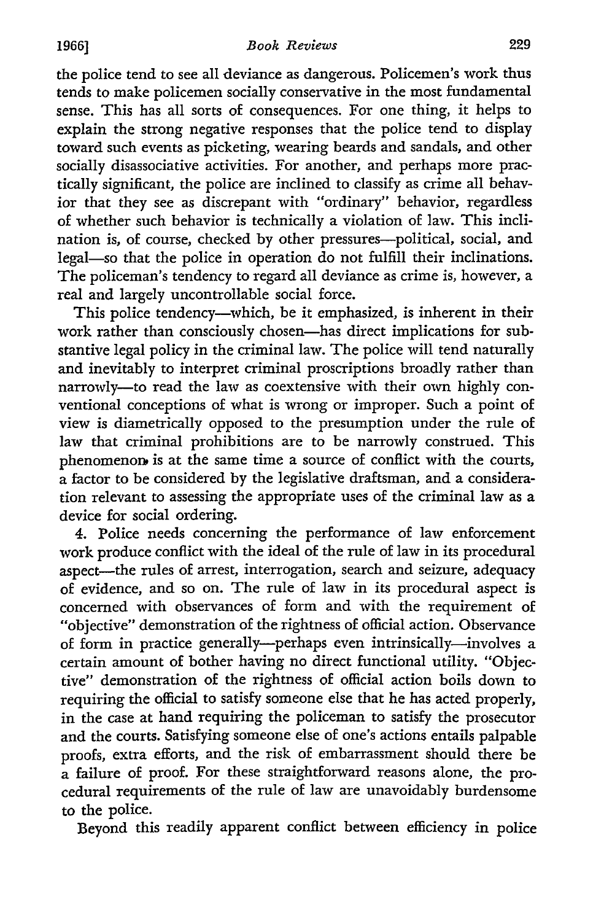the police tend to see all deviance as dangerous. Policemen's work thus tends to make policemen socially conservative in the most fundamental sense. This has all sorts of consequences. For one thing, it helps to explain the strong negative responses that the police tend to display toward such events as picketing, wearing beards and sandals, and other socially disassociative activities. For another, and perhaps more practically significant, the police are inclined to classify as crime all behavior that they see as discrepant with "ordinary" behavior, regardless of whether such behavior is technically a violation of law. This inclination is, of course, checked by other pressures—political, social, and legal—so that the police in operation do not fulfill their inclinations. The policeman's tendency to regard all deviance as crime is, however, a real and largely uncontrollable social force.

This police tendency—which, be it emphasized, is inherent in their work rather than consciously chosen—has direct implications for substantive legal policy in the criminal law. The police will tend naturally and inevitably to interpret criminal proscriptions broadly rather than narrowly—to read the law as coextensive with their own highly conventional conceptions of what is wrong or improper. Such a point of view is diametrically opposed to the presumption under the rule of law that criminal prohibitions are to be narrowly construed. This phenomenon is at the same time a source of conflict with the courts, a factor to be considered by the legislative draftsman, and a consideration relevant to assessing the appropriate uses of the criminal law as a device for social ordering.

4. Police needs concerning the performance of law enforcement work produce conflict with the ideal of the rule of law in its procedural aspect—the rules of arrest, interrogation, search and seizure, adequacy of evidence, and so on. The rule of law in its procedural aspect is concerned with observances of form and with the requirement of "objective" demonstration of the rightness of official action. Observance of form in practice generally—perhaps even intrinsically—involves a certain amount of bother having no direct functional utility. "Objective" demonstration of the rightness of official action boils down to requiring the official to satisfy someone else that he has acted properly, in the case at hand requiring the policeman to satisfy the prosecutor and the courts. Satisfying someone else of one's actions entails palpable proofs, extra efforts, and the risk of embarrassment should there be a failure of proof. For these straightforward reasons alone, the procedural requirements of the rule of law are unavoidably burdensome to the police.

Beyond this readily apparent conflict between efficiency in police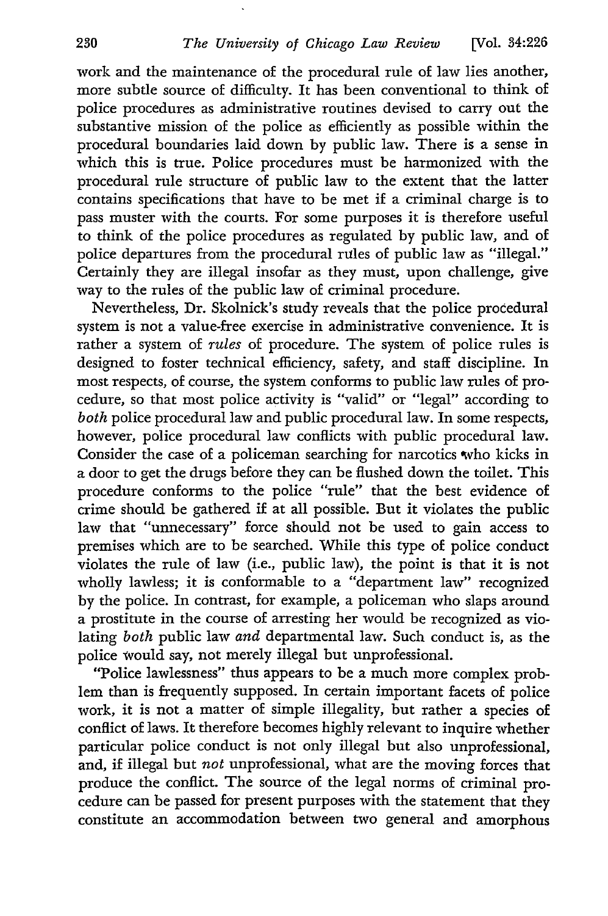work and the maintenance of the procedural rule of law lies another, more subtle source of difficulty. It has been conventional to think of police procedures as administrative routines devised to carry out the substantive mission of the police as efficiently as possible within the procedural boundaries laid down by public law. There is a sense in which this is true. Police procedures must be harmonized with the procedural rule structure of public law to the extent that the latter contains specifications that have to be met if a criminal charge is to pass muster with the courts. For some purposes it is therefore useful to think of the police procedures as regulated by public law, and of police departures from the procedural rules of public law as "illegal." Certainly they are illegal insofar as they must, upon challenge, give way to the rules of the public law of criminal procedure.

Nevertheless, Dr. Skolnick's study reveals that the police procedural system is not a value-free exercise in administrative convenience. It is rather a system of *rules* of procedure. The system of police rules is designed to foster technical efficiency, safety, and staff discipline. In most respects, of course, the system conforms to public law rules of procedure, so that most police activity is "valid" or "legal" according to *both* police procedural law and public procedural law. In some respects, however, police procedural law conflicts with public procedural law. Consider the case of a policeman searching for narcotics who kicks in a door to get the drugs before they can be flushed down the toilet. This procedure conforms to the police "rule" that the best evidence of crime should be gathered if at all possible. But it violates the public law that "unnecessary" force should not be used to gain access to premises which are to be searched. While this type of police conduct violates the rule of law (i.e., public law), the point is that it is not wholly lawless; it is conformable to a "department law" recognized by the police. In contrast, for example, a policeman who slaps around a prostitute in the course of arresting her would be recognized as violating *both* public law *and* departmental law. Such conduct is, as the police would say, not merely illegal but unprofessional.

"Police lawlessness" thus appears to be a much more complex problem than is frequently supposed. In certain important facets of police work, it is not a matter of simple illegality, but rather a species of conflict of laws. It therefore becomes highly relevant to inquire whether particular police conduct is not only illegal but also unprofessional, and, if illegal but *not* unprofessional, what are the moving forces that produce the conflict. The source of the legal norms of criminal procedure can be passed for present purposes with the statement that they constitute an accommodation between two general and amorphous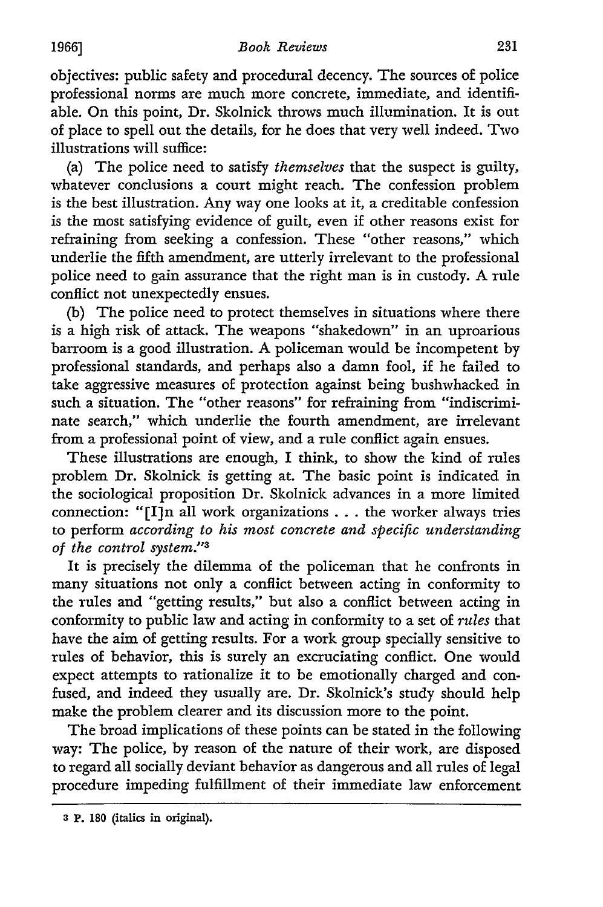objectives: public safety and procedural decency. The sources of police professional norms are much more concrete, immediate, and identifiable. On this point, Dr. Skolnick throws much illumination. It is out of place to spell out the details, for he does that very well indeed. Two illustrations will suffice:

(a) The police need to satisfy *themselves* that the suspect is guilty, whatever conclusions a court might reach. The confession problem is the best illustration. Any way one looks at it, a creditable confession is the most satisfying evidence of guilt, even if other reasons exist for refraining from seeking a confession. These "other reasons," which underlie the fifth amendment, are utterly irrelevant to the professional police need to gain assurance that the right man is in custody. A rule conflict not unexpectedly ensues.

(b) The police need to protect themselves in situations where there is a high risk of attack. The weapons "shakedown" in an uproarious barroom is a good illustration. A policeman would be incompetent by professional standards, and perhaps also a damn fool, if he failed to take aggressive measures of protection against being bushwhacked in such a situation. The "other reasons" for refraining from "indiscriminate search," which underlie the fourth amendment, are irrelevant from a professional point of view, and a rule conflict again ensues.

These illustrations are enough, I think, to show the kind of rules problem Dr. Skolnick is getting at. The basic point is indicated in the sociological proposition Dr. Skolnick advances in a more limited connection: "[I]n all work organizations . . . the worker always tries to perform *according to his most concrete and specific understanding of the control system.*"[3]

It is precisely the dilemma of the policeman that he confronts in many situations not only a conflict between acting in conformity to the rules and "getting results," but also a conflict between acting in conformity to public law and acting in conformity to a set of *rules* that have the aim of getting results. For a work group specially sensitive to rules of behavior, this is surely an excruciating conflict. One would expect attempts to rationalize it to be emotionally charged and confused, and indeed they usually are. Dr. Skolnick's study should help make the problem clearer and its discussion more to the point.

The broad implications of these points can be stated in the following way: The police, by reason of the nature of their work, are disposed to regard all socially deviant behavior as dangerous and all rules of legal procedure impeding fulfillment of their immediate law enforcement

---

[3] P. 180 (italics in original).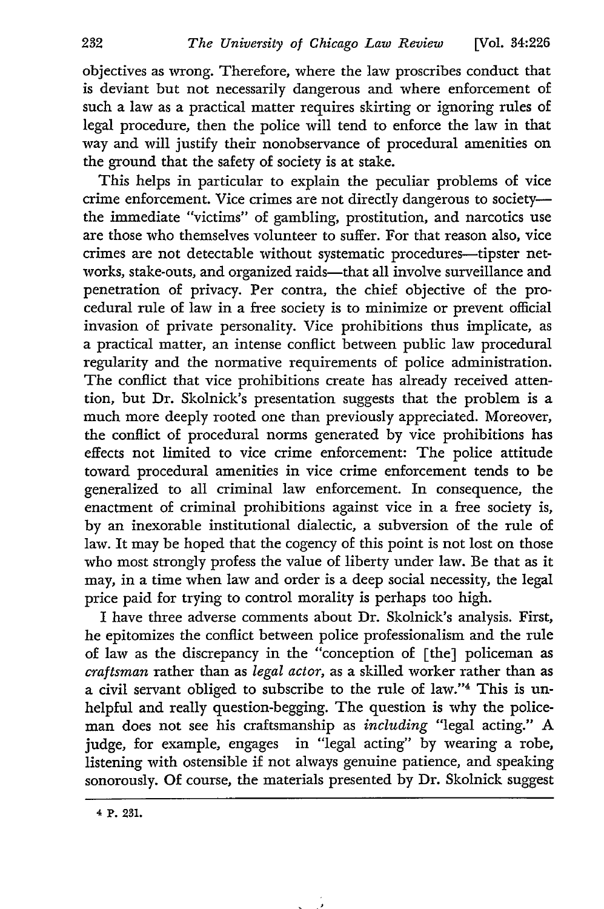objectives as wrong. Therefore, where the law proscribes conduct that is deviant but not necessarily dangerous and where enforcement of such a law as a practical matter requires skirting or ignoring rules of legal procedure, then the police will tend to enforce the law in that way and will justify their nonobservance of procedural amenities on the ground that the safety of society is at stake.

This helps in particular to explain the peculiar problems of vice crime enforcement. Vice crimes are not directly dangerous to society—the immediate "victims" of gambling, prostitution, and narcotics use are those who themselves volunteer to suffer. For that reason also, vice crimes are not detectable without systematic procedures—tipster networks, stake-outs, and organized raids—that all involve surveillance and penetration of privacy. Per contra, the chief objective of the procedural rule of law in a free society is to minimize or prevent official invasion of private personality. Vice prohibitions thus implicate, as a practical matter, an intense conflict between public law procedural regularity and the normative requirements of police administration. The conflict that vice prohibitions create has already received attention, but Dr. Skolnick's presentation suggests that the problem is a much more deeply rooted one than previously appreciated. Moreover, the conflict of procedural norms generated by vice prohibitions has effects not limited to vice crime enforcement: The police attitude toward procedural amenities in vice crime enforcement tends to be generalized to all criminal law enforcement. In consequence, the enactment of criminal prohibitions against vice in a free society is, by an inexorable institutional dialectic, a subversion of the rule of law. It may be hoped that the cogency of this point is not lost on those who most strongly profess the value of liberty under law. Be that as it may, in a time when law and order is a deep social necessity, the legal price paid for trying to control morality is perhaps too high.

I have three adverse comments about Dr. Skolnick's analysis. First, he epitomizes the conflict between police professionalism and the rule of law as the discrepancy in the "conception of [the] policeman as *craftsman* rather than as *legal actor*, as a skilled worker rather than as a civil servant obliged to subscribe to the rule of law."[4] This is unhelpful and really question-begging. The question is why the policeman does not see his craftsmanship as *including* "legal acting." A judge, for example, engages in "legal acting" by wearing a robe, listening with ostensible if not always genuine patience, and speaking sonorously. Of course, the materials presented by Dr. Skolnick suggest

[4] P. 231.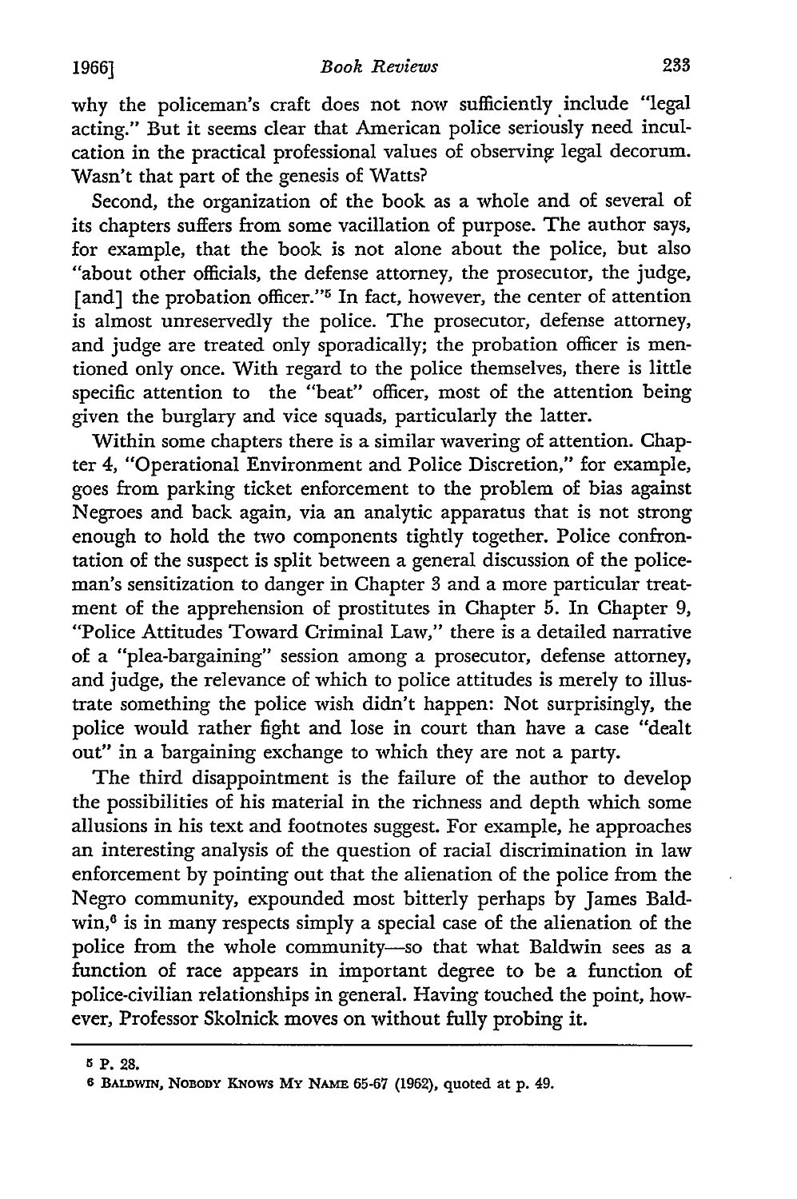why the policeman's craft does not now sufficiently include "legal acting." But it seems clear that American police seriously need inculcation in the practical professional values of observing legal decorum. Wasn't that part of the genesis of Watts?

Second, the organization of the book as a whole and of several of its chapters suffers from some vacillation of purpose. The author says, for example, that the book is not alone about the police, but also "about other officials, the defense attorney, the prosecutor, the judge, [and] the probation officer."[5] In fact, however, the center of attention is almost unreservedly the police. The prosecutor, defense attorney, and judge are treated only sporadically; the probation officer is mentioned only once. With regard to the police themselves, there is little specific attention to the "beat" officer, most of the attention being given the burglary and vice squads, particularly the latter.

Within some chapters there is a similar wavering of attention. Chapter 4, "Operational Environment and Police Discretion," for example, goes from parking ticket enforcement to the problem of bias against Negroes and back again, via an analytic apparatus that is not strong enough to hold the two components tightly together. Police confrontation of the suspect is split between a general discussion of the policeman's sensitization to danger in Chapter 3 and a more particular treatment of the apprehension of prostitutes in Chapter 5. In Chapter 9, "Police Attitudes Toward Criminal Law," there is a detailed narrative of a "plea-bargaining" session among a prosecutor, defense attorney, and judge, the relevance of which to police attitudes is merely to illustrate something the police wish didn't happen: Not surprisingly, the police would rather fight and lose in court than have a case "dealt out" in a bargaining exchange to which they are not a party.

The third disappointment is the failure of the author to develop the possibilities of his material in the richness and depth which some allusions in his text and footnotes suggest. For example, he approaches an interesting analysis of the question of racial discrimination in law enforcement by pointing out that the alienation of the police from the Negro community, expounded most bitterly perhaps by James Baldwin,[6] is in many respects simply a special case of the alienation of the police from the whole community—so that what Baldwin sees as a function of race appears in important degree to be a function of police-civilian relationships in general. Having touched the point, however, Professor Skolnick moves on without fully probing it.

---

[5] P. 28.

[6] BALDWIN, NOBODY KNOWS MY NAME 65-67 (1962), quoted at p. 49.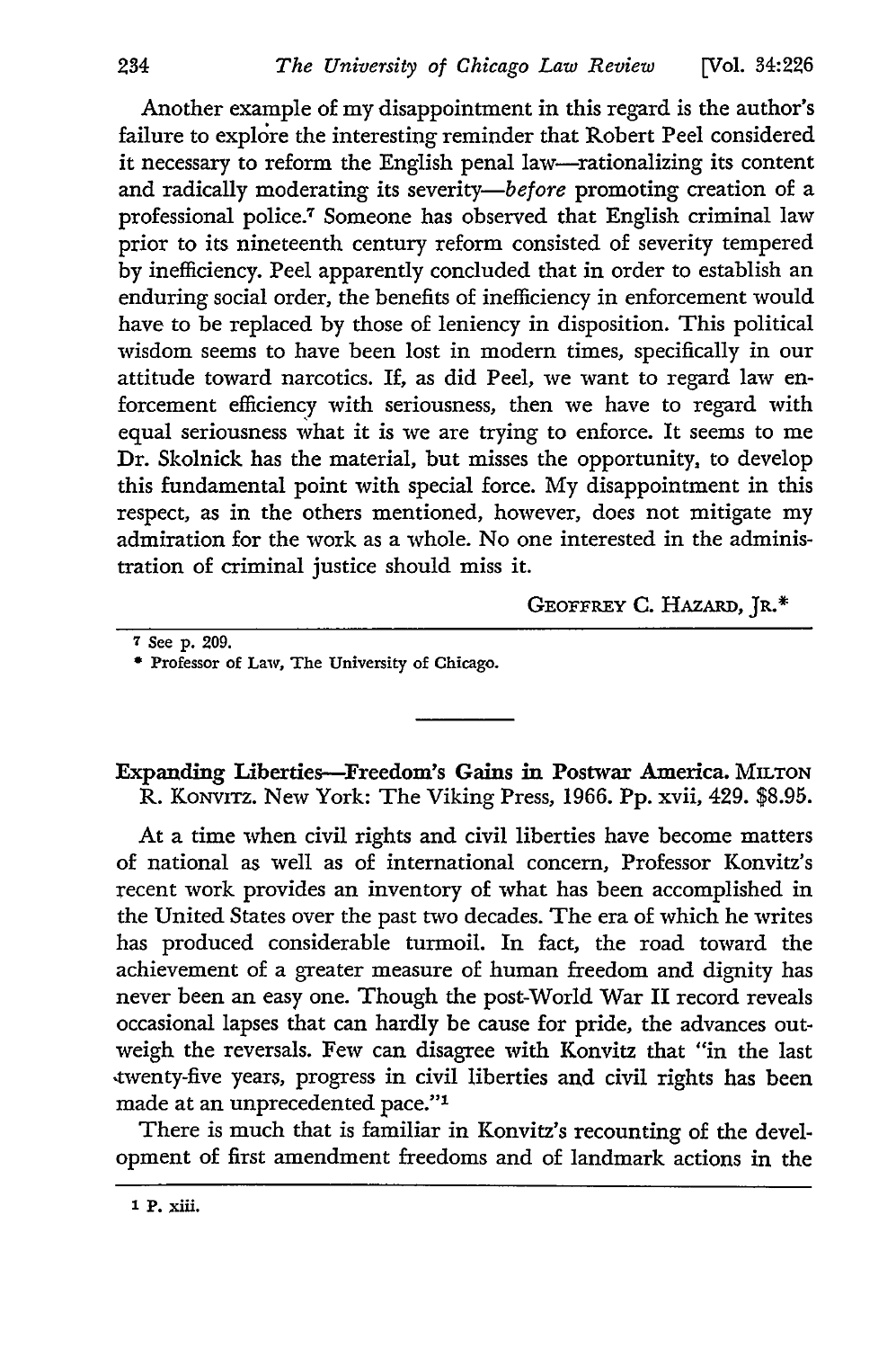Another example of my disappointment in this regard is the author's failure to explore the interesting reminder that Robert Peel considered it necessary to reform the English penal law—rationalizing its content and radically moderating its severity—*before* promoting creation of a professional police.[7] Someone has observed that English criminal law prior to its nineteenth century reform consisted of severity tempered by inefficiency. Peel apparently concluded that in order to establish an enduring social order, the benefits of inefficiency in enforcement would have to be replaced by those of leniency in disposition. This political wisdom seems to have been lost in modern times, specifically in our attitude toward narcotics. If, as did Peel, we want to regard law enforcement efficiency with seriousness, then we have to regard with equal seriousness what it is we are trying to enforce. It seems to me Dr. Skolnick has the material, but misses the opportunity, to develop this fundamental point with special force. My disappointment in this respect, as in the others mentioned, however, does not mitigate my admiration for the work as a whole. No one interested in the administration of criminal justice should miss it.

GEOFFREY C. HAZARD, JR.*

[7] See p. 209.

* Professor of Law, The University of Chicago.

---

**Expanding Liberties—Freedom's Gains in Postwar America.** MILTON R. KONVITZ. New York: The Viking Press, 1966. Pp. xvii, 429. $8.95.

At a time when civil rights and civil liberties have become matters of national as well as of international concern, Professor Konvitz's recent work provides an inventory of what has been accomplished in the United States over the past two decades. The era of which he writes has produced considerable turmoil. In fact, the road toward the achievement of a greater measure of human freedom and dignity has never been an easy one. Though the post-World War II record reveals occasional lapses that can hardly be cause for pride, the advances outweigh the reversals. Few can disagree with Konvitz that "in the last twenty-five years, progress in civil liberties and civil rights has been made at an unprecedented pace."[1]

There is much that is familiar in Konvitz's recounting of the development of first amendment freedoms and of landmark actions in the

[1] P. xiii.